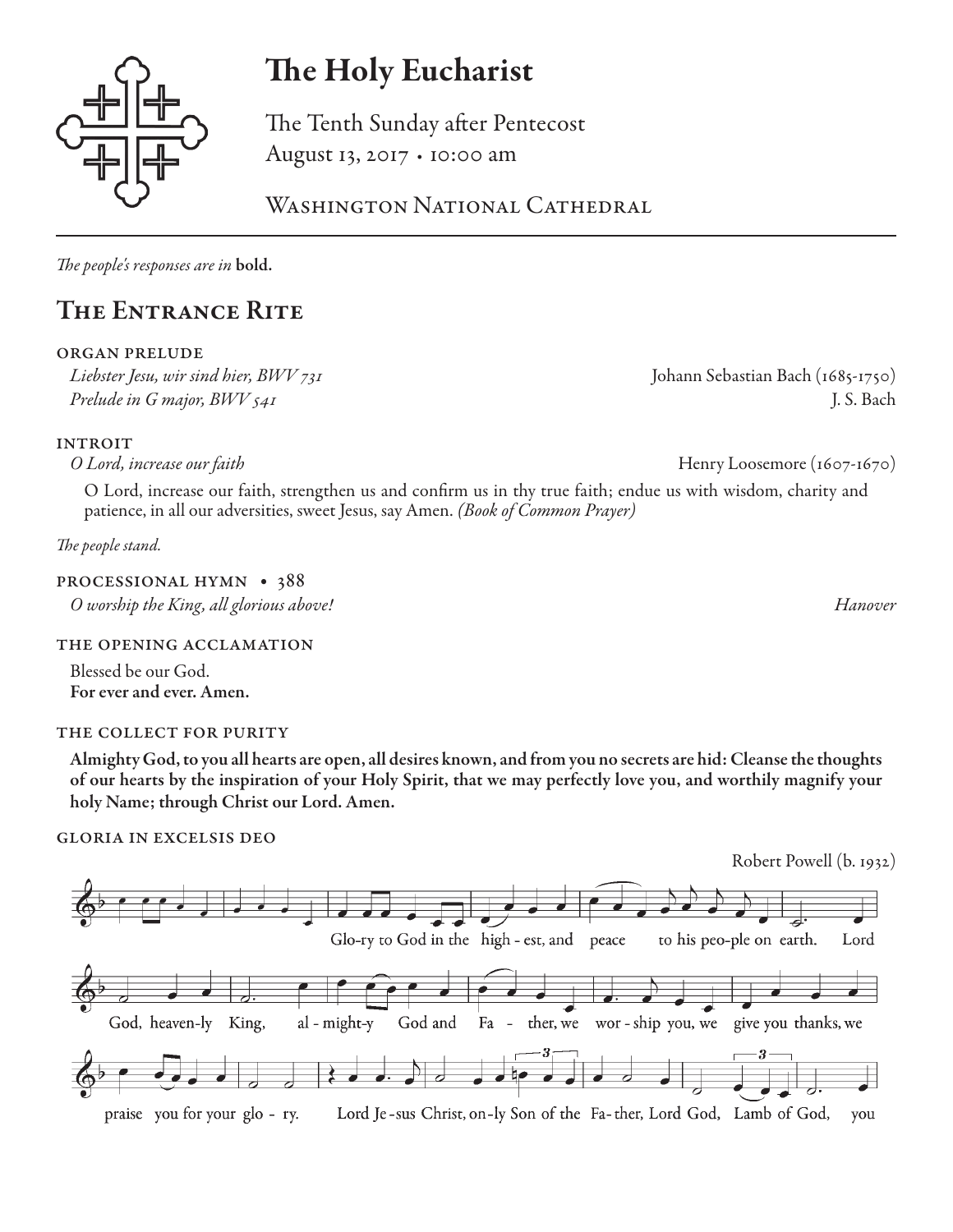# The Holy Eucharist

The Tenth Sunday after Pentecost
August 13, 2017 • 10:00 am

Washington National Cathedral

*The people's responses are in* **bold.**

## The Entrance Rite

### organ prelude

*Liebster Jesu, wir sind hier, BWV 731* — Johann Sebastian Bach (1685-1750)
*Prelude in G major, BWV 541* — J. S. Bach

### introit

*O Lord, increase our faith* — Henry Loosemore (1607-1670)

O Lord, increase our faith, strengthen us and confirm us in thy true faith; endue us with wisdom, charity and patience, in all our adversities, sweet Jesus, say Amen. *(Book of Common Prayer)*

*The people stand.*

### processional hymn • 388

*O worship the King, all glorious above!* — *Hanover*

### the opening acclamation

Blessed be our God.
**For ever and ever. Amen.**

### the collect for purity

**Almighty God, to you all hearts are open, all desires known, and from you no secrets are hid: Cleanse the thoughts of our hearts by the inspiration of your Holy Spirit, that we may perfectly love you, and worthily magnify your holy Name; through Christ our Lord. Amen.**

### gloria in excelsis deo

Robert Powell (b. 1932)

Glo-ry to God in the high - est, and peace to his peo-ple on earth. Lord God, heaven-ly King, al - might-y God and Fa - ther, we wor - ship you, we give you thanks, we praise you for your glo - ry. Lord Je - sus Christ, on-ly Son of the Fa-ther, Lord God, Lamb of God, you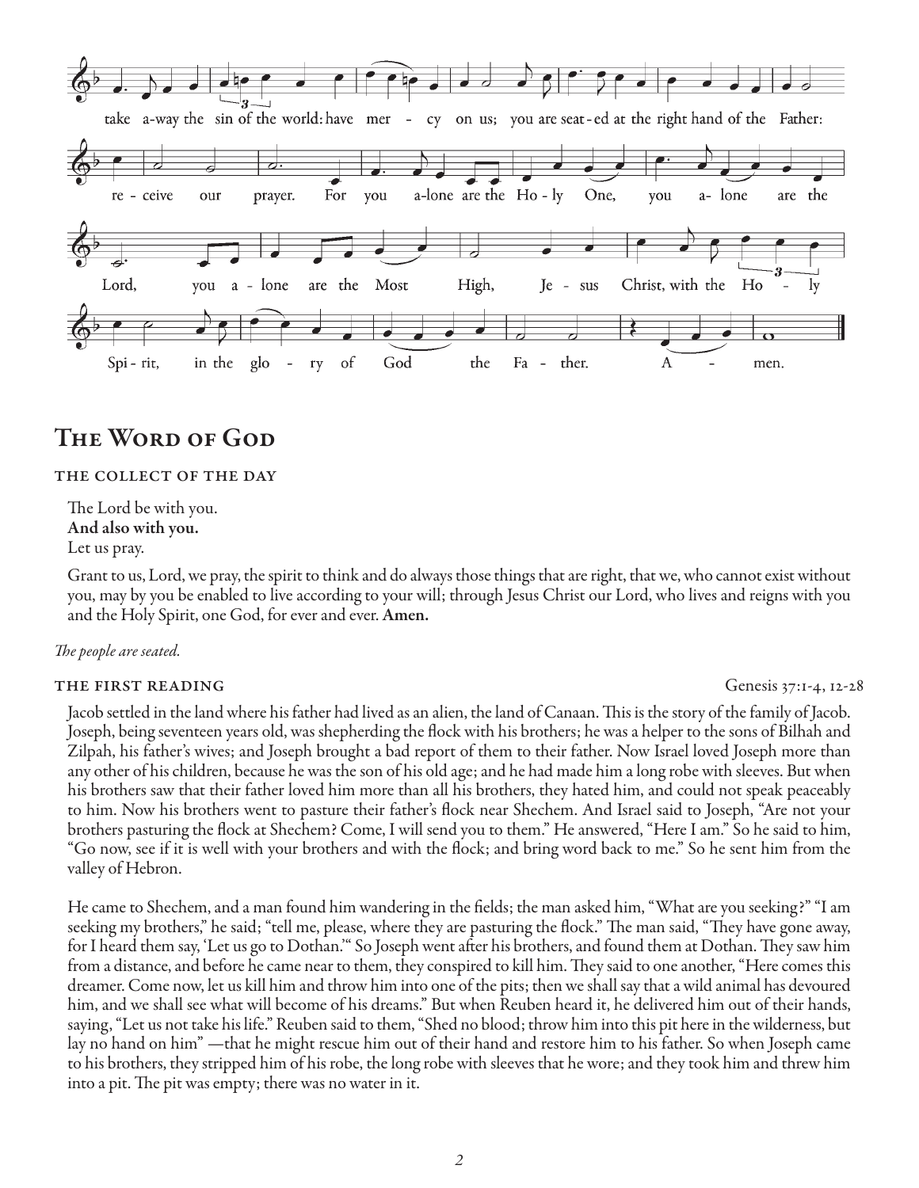take a-way the sin of the world: have mer - cy on us; you are seat-ed at the right hand of the Father:

re - ceive our prayer. For you a-lone are the Ho - ly One, you a- lone are the

Lord, you a - lone are the Most High, Je - sus Christ, with the Ho - ly

Spi - rit, in the glo - ry of God the Fa - ther. A - men.

# The Word of God

### The Collect of the Day

The Lord be with you.
**And also with you.**
Let us pray.

Grant to us, Lord, we pray, the spirit to think and do always those things that are right, that we, who cannot exist without you, may by you be enabled to live according to your will; through Jesus Christ our Lord, who lives and reigns with you and the Holy Spirit, one God, for ever and ever. **Amen.**

*The people are seated.*

### The First Reading

Genesis 37:1-4, 12-28

Jacob settled in the land where his father had lived as an alien, the land of Canaan. This is the story of the family of Jacob. Joseph, being seventeen years old, was shepherding the flock with his brothers; he was a helper to the sons of Bilhah and Zilpah, his father's wives; and Joseph brought a bad report of them to their father. Now Israel loved Joseph more than any other of his children, because he was the son of his old age; and he had made him a long robe with sleeves. But when his brothers saw that their father loved him more than all his brothers, they hated him, and could not speak peaceably to him. Now his brothers went to pasture their father's flock near Shechem. And Israel said to Joseph, "Are not your brothers pasturing the flock at Shechem? Come, I will send you to them." He answered, "Here I am." So he said to him, "Go now, see if it is well with your brothers and with the flock; and bring word back to me." So he sent him from the valley of Hebron.

He came to Shechem, and a man found him wandering in the fields; the man asked him, "What are you seeking?" "I am seeking my brothers," he said; "tell me, please, where they are pasturing the flock." The man said, "They have gone away, for I heard them say, 'Let us go to Dothan.'" So Joseph went after his brothers, and found them at Dothan. They saw him from a distance, and before he came near to them, they conspired to kill him. They said to one another, "Here comes this dreamer. Come now, let us kill him and throw him into one of the pits; then we shall say that a wild animal has devoured him, and we shall see what will become of his dreams." But when Reuben heard it, he delivered him out of their hands, saying, "Let us not take his life." Reuben said to them, "Shed no blood; throw him into this pit here in the wilderness, but lay no hand on him" —that he might rescue him out of their hand and restore him to his father. So when Joseph came to his brothers, they stripped him of his robe, the long robe with sleeves that he wore; and they took him and threw him into a pit. The pit was empty; there was no water in it.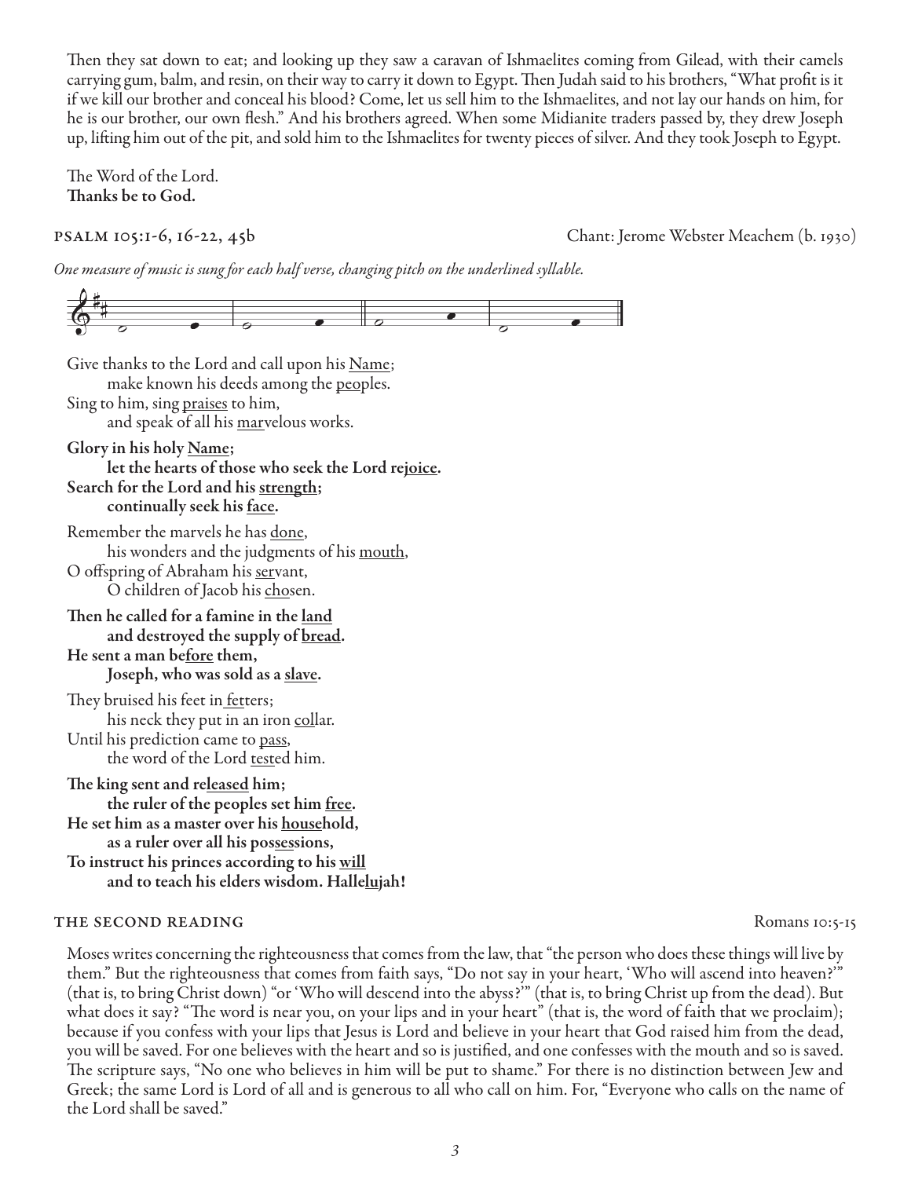Then they sat down to eat; and looking up they saw a caravan of Ishmaelites coming from Gilead, with their camels carrying gum, balm, and resin, on their way to carry it down to Egypt. Then Judah said to his brothers, "What profit is it if we kill our brother and conceal his blood? Come, let us sell him to the Ishmaelites, and not lay our hands on him, for he is our brother, our own flesh." And his brothers agreed. When some Midianite traders passed by, they drew Joseph up, lifting him out of the pit, and sold him to the Ishmaelites for twenty pieces of silver. And they took Joseph to Egypt.

The Word of the Lord.
**Thanks be to God.**

PSALM 105:1-6, 16-22, 45b — Chant: Jerome Webster Meachem (b. 1930)

*One measure of music is sung for each half verse, changing pitch on the underlined syllable.*

Give thanks to the Lord and call upon his <u>Name</u>;
  make known his deeds among the <u>peo</u>ples.
Sing to him, sing <u>praises</u> to him,
  and speak of all his <u>mar</u>velous works.

**Glory in his holy <u>Name</u>;**
  **let the hearts of those who seek the Lord re<u>joice</u>.**
**Search for the Lord and his <u>strength</u>;**
  **continually seek his <u>face</u>.**

Remember the marvels he has <u>done</u>,
  his wonders and the judgments of his <u>mouth</u>,
O offspring of Abraham his <u>ser</u>vant,
  O children of Jacob his <u>cho</u>sen.

**Then he called for a famine in the <u>land</u>**
  **and destroyed the supply of <u>bread</u>.**
**He sent a man be<u>fore</u> them,**
  **Joseph, who was sold as a <u>slave</u>.**

They bruised his feet in <u>fet</u>ters;
  his neck they put in an iron <u>col</u>lar.
Until his prediction came to <u>pass</u>,
  the word of the Lord <u>test</u>ed him.

**The king sent and re<u>leased</u> him;**
  **the ruler of the peoples set him <u>free</u>.**
**He set him as a master over his <u>house</u>hold,**
  **as a ruler over all his pos<u>ses</u>sions,**
**To instruct his princes according to his <u>will</u>**
  **and to teach his elders wisdom. Halle<u>lu</u>jah!**

THE SECOND READING — Romans 10:5-15

Moses writes concerning the righteousness that comes from the law, that "the person who does these things will live by them." But the righteousness that comes from faith says, "Do not say in your heart, 'Who will ascend into heaven?'" (that is, to bring Christ down) "or 'Who will descend into the abyss?'" (that is, to bring Christ up from the dead). But what does it say? "The word is near you, on your lips and in your heart" (that is, the word of faith that we proclaim); because if you confess with your lips that Jesus is Lord and believe in your heart that God raised him from the dead, you will be saved. For one believes with the heart and so is justified, and one confesses with the mouth and so is saved. The scripture says, "No one who believes in him will be put to shame." For there is no distinction between Jew and Greek; the same Lord is Lord of all and is generous to all who call on him. For, "Everyone who calls on the name of the Lord shall be saved."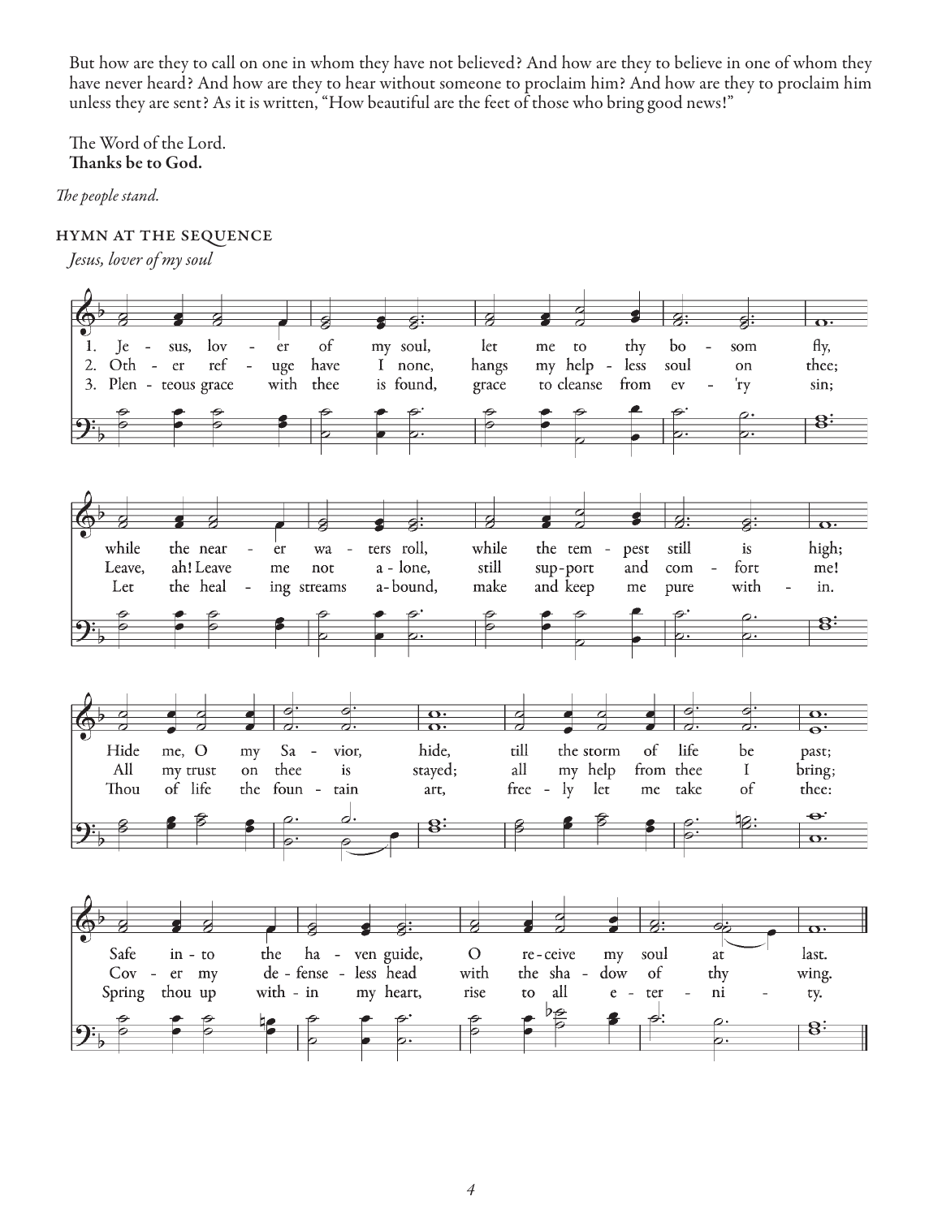But how are they to call on one in whom they have not believed? And how are they to believe in one of whom they have never heard? And how are they to hear without someone to proclaim him? And how are they to proclaim him unless they are sent? As it is written, "How beautiful are the feet of those who bring good news!"

The Word of the Lord.
**Thanks be to God.**

*The people stand.*

### Hymn at the Sequence

*Jesus, lover of my soul*

1. Jesus, lover of my soul, let me to thy bosom fly, while the nearer waters roll, while the tempest still is high; Hide me, O my Savior, hide, till the storm of life be past; Safe into the haven guide, O receive my soul at last.

2. Other refuge have I none, hangs my helpless soul on thee; Leave, ah! Leave me not alone, still support and comfort me! All my trust on thee is stayed; all my help from thee I bring; Cover my defenseless head with the shadow of thy wing.

3. Plenteous grace with thee is found, grace to cleanse from ev'ry sin; Let the healing streams abound, make and keep me pure within. Thou of life the fountain art, freely let me take of thee: Spring thou up within my heart, rise to all eternity.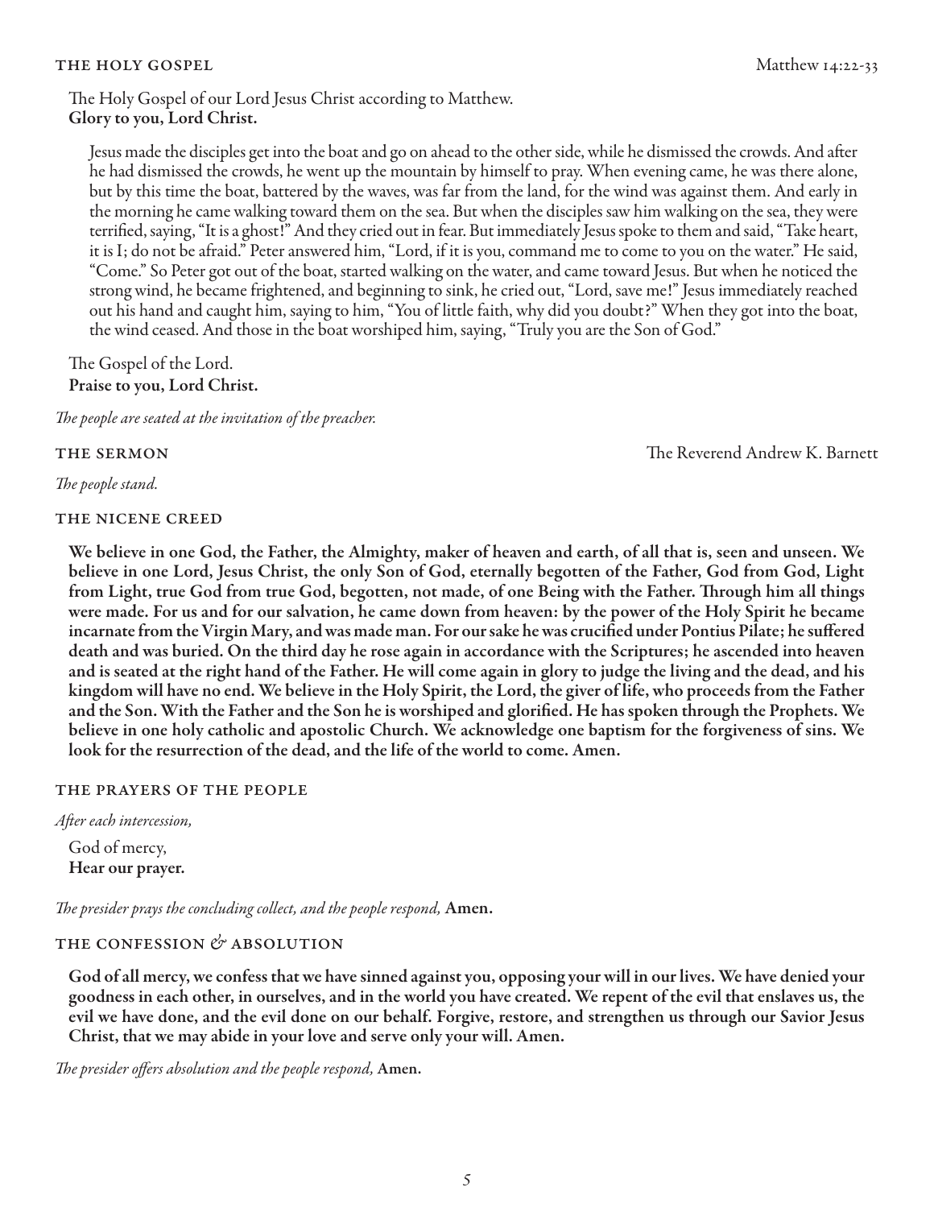## THE HOLY GOSPEL Matthew 14:22-33

The Holy Gospel of our Lord Jesus Christ according to Matthew.
**Glory to you, Lord Christ.**

Jesus made the disciples get into the boat and go on ahead to the other side, while he dismissed the crowds. And after he had dismissed the crowds, he went up the mountain by himself to pray. When evening came, he was there alone, but by this time the boat, battered by the waves, was far from the land, for the wind was against them. And early in the morning he came walking toward them on the sea. But when the disciples saw him walking on the sea, they were terrified, saying, "It is a ghost!" And they cried out in fear. But immediately Jesus spoke to them and said, "Take heart, it is I; do not be afraid." Peter answered him, "Lord, if it is you, command me to come to you on the water." He said, "Come." So Peter got out of the boat, started walking on the water, and came toward Jesus. But when he noticed the strong wind, he became frightened, and beginning to sink, he cried out, "Lord, save me!" Jesus immediately reached out his hand and caught him, saying to him, "You of little faith, why did you doubt?" When they got into the boat, the wind ceased. And those in the boat worshiped him, saying, "Truly you are the Son of God."

The Gospel of the Lord.
**Praise to you, Lord Christ.**

*The people are seated at the invitation of the preacher.*

## THE SERMON The Reverend Andrew K. Barnett

*The people stand.*

## THE NICENE CREED

**We believe in one God, the Father, the Almighty, maker of heaven and earth, of all that is, seen and unseen. We believe in one Lord, Jesus Christ, the only Son of God, eternally begotten of the Father, God from God, Light from Light, true God from true God, begotten, not made, of one Being with the Father. Through him all things were made. For us and for our salvation, he came down from heaven: by the power of the Holy Spirit he became incarnate from the Virgin Mary, and was made man. For our sake he was crucified under Pontius Pilate; he suffered death and was buried. On the third day he rose again in accordance with the Scriptures; he ascended into heaven and is seated at the right hand of the Father. He will come again in glory to judge the living and the dead, and his kingdom will have no end. We believe in the Holy Spirit, the Lord, the giver of life, who proceeds from the Father and the Son. With the Father and the Son he is worshiped and glorified. He has spoken through the Prophets. We believe in one holy catholic and apostolic Church. We acknowledge one baptism for the forgiveness of sins. We look for the resurrection of the dead, and the life of the world to come. Amen.**

## THE PRAYERS OF THE PEOPLE

*After each intercession,*

God of mercy,
**Hear our prayer.**

*The presider prays the concluding collect, and the people respond,* **Amen.**

## THE CONFESSION & ABSOLUTION

**God of all mercy, we confess that we have sinned against you, opposing your will in our lives. We have denied your goodness in each other, in ourselves, and in the world you have created. We repent of the evil that enslaves us, the evil we have done, and the evil done on our behalf. Forgive, restore, and strengthen us through our Savior Jesus Christ, that we may abide in your love and serve only your will. Amen.**

*The presider offers absolution and the people respond,* **Amen.**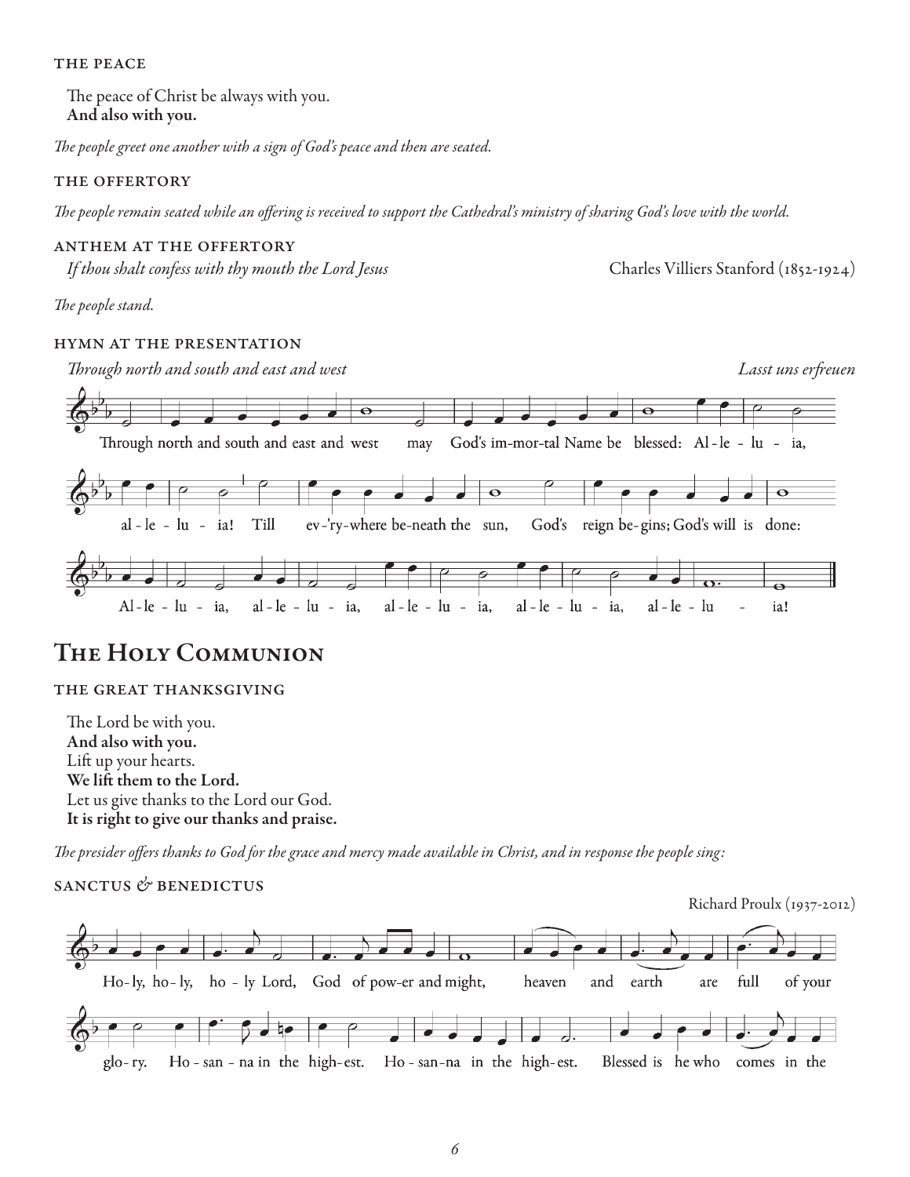### THE PEACE

The peace of Christ be always with you.
**And also with you.**

*The people greet one another with a sign of God's peace and then are seated.*

### THE OFFERTORY

*The people remain seated while an offering is received to support the Cathedral's ministry of sharing God's love with the world.*

### ANTHEM AT THE OFFERTORY

*If thou shalt confess with thy mouth the Lord Jesus* — Charles Villiers Stanford (1852-1924)

*The people stand.*

### HYMN AT THE PRESENTATION

*Through north and south and east and west* — *Lasst uns erfreuen*

Through north and south and east and west may God's im-mor-tal Name be blessed: Al-le-lu-ia, al-le-lu-ia! Till ev-'ry-where be-neath the sun, God's reign be-gins; God's will is done: Al-le-lu-ia, al-le-lu-ia, al-le-lu-ia, al-le-lu-ia, al-le-lu-ia!

# The Holy Communion

### THE GREAT THANKSGIVING

The Lord be with you.
**And also with you.**
Lift up your hearts.
**We lift them to the Lord.**
Let us give thanks to the Lord our God.
**It is right to give our thanks and praise.**

*The presider offers thanks to God for the grace and mercy made available in Christ, and in response the people sing:*

### SANCTUS & BENEDICTUS

Richard Proulx (1937-2012)

Ho-ly, ho-ly, ho-ly Lord, God of pow-er and might, heaven and earth are full of your glo-ry. Ho-san-na in the high-est. Ho-san-na in the high-est. Blessed is he who comes in the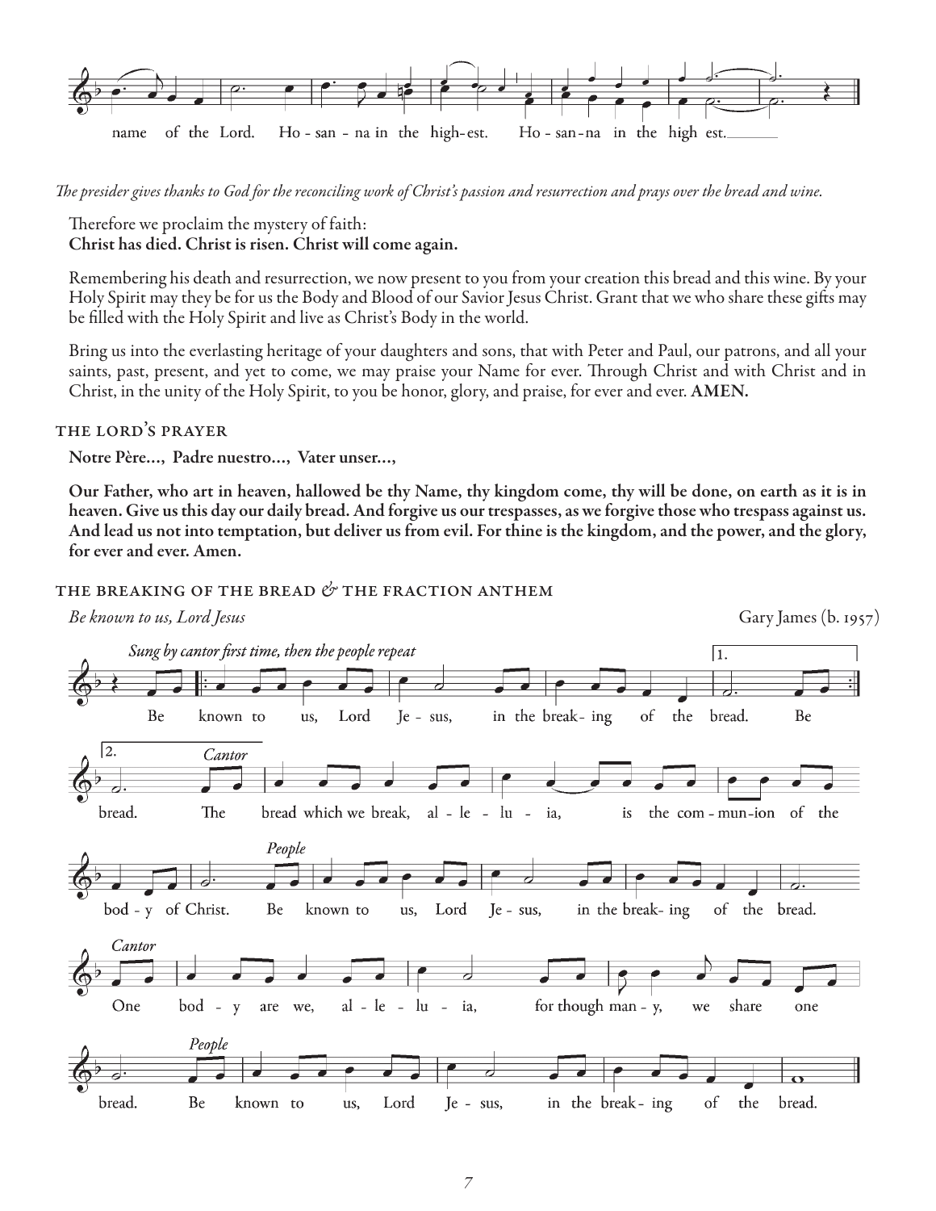name of the Lord. Ho - san - na in the high- est. Ho - san - na in the high est.

*The presider gives thanks to God for the reconciling work of Christ's passion and resurrection and prays over the bread and wine.*

Therefore we proclaim the mystery of faith:
**Christ has died. Christ is risen. Christ will come again.**

Remembering his death and resurrection, we now present to you from your creation this bread and this wine. By your Holy Spirit may they be for us the Body and Blood of our Savior Jesus Christ. Grant that we who share these gifts may be filled with the Holy Spirit and live as Christ's Body in the world.

Bring us into the everlasting heritage of your daughters and sons, that with Peter and Paul, our patrons, and all your saints, past, present, and yet to come, we may praise your Name for ever. Through Christ and with Christ and in Christ, in the unity of the Holy Spirit, to you be honor, glory, and praise, for ever and ever. **AMEN.**

## THE LORD'S PRAYER

**Notre Père..., Padre nuestro..., Vater unser...,**

**Our Father, who art in heaven, hallowed be thy Name, thy kingdom come, thy will be done, on earth as it is in heaven. Give us this day our daily bread. And forgive us our trespasses, as we forgive those who trespass against us. And lead us not into temptation, but deliver us from evil. For thine is the kingdom, and the power, and the glory, for ever and ever. Amen.**

## THE BREAKING OF THE BREAD & THE FRACTION ANTHEM

*Be known to us, Lord Jesus* — Gary James (b. 1957)

*Sung by cantor first time, then the people repeat*

Be known to us, Lord Je - sus, in the break - ing of the bread. Be

bread.

*Cantor* The bread which we break, al - le - lu - ia, is the com - mun - ion of the bod - y of Christ.

*People* Be known to us, Lord Je - sus, in the break - ing of the bread.

*Cantor* One bod - y are we, al - le - lu - ia, for though man - y, we share one bread.

*People* Be known to us, Lord Je - sus, in the break - ing of the bread.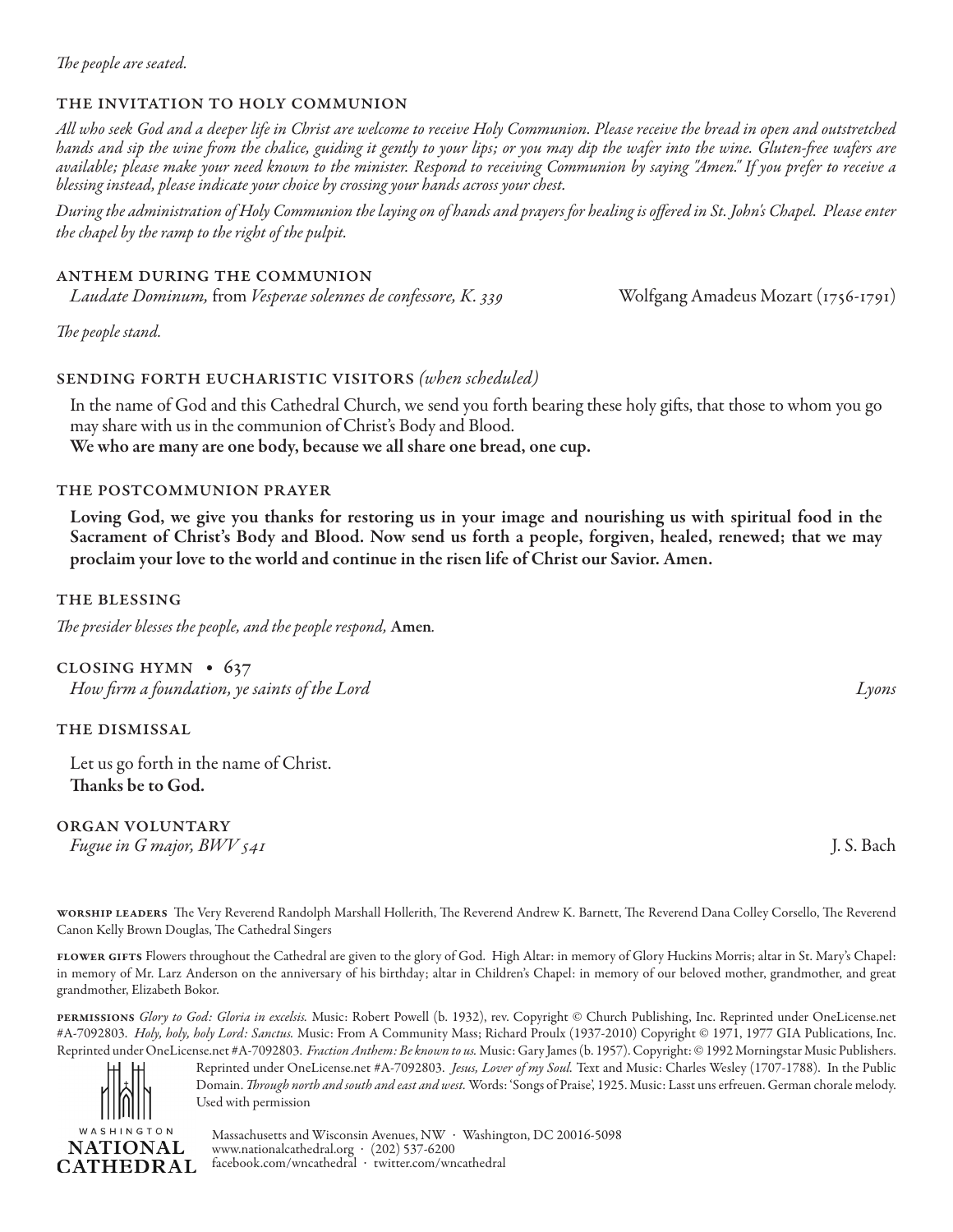*The people are seated.*

## THE INVITATION TO HOLY COMMUNION

*All who seek God and a deeper life in Christ are welcome to receive Holy Communion. Please receive the bread in open and outstretched hands and sip the wine from the chalice, guiding it gently to your lips; or you may dip the wafer into the wine. Gluten-free wafers are available; please make your need known to the minister. Respond to receiving Communion by saying "Amen." If you prefer to receive a blessing instead, please indicate your choice by crossing your hands across your chest.*

*During the administration of Holy Communion the laying on of hands and prayers for healing is offered in St. John's Chapel. Please enter the chapel by the ramp to the right of the pulpit.*

## ANTHEM DURING THE COMMUNION

*Laudate Dominum,* from *Vesperae solennes de confessore, K. 339* — Wolfgang Amadeus Mozart (1756-1791)

*The people stand.*

## SENDING FORTH EUCHARISTIC VISITORS *(when scheduled)*

In the name of God and this Cathedral Church, we send you forth bearing these holy gifts, that those to whom you go may share with us in the communion of Christ's Body and Blood.
**We who are many are one body, because we all share one bread, one cup.**

## THE POSTCOMMUNION PRAYER

**Loving God, we give you thanks for restoring us in your image and nourishing us with spiritual food in the Sacrament of Christ's Body and Blood. Now send us forth a people, forgiven, healed, renewed; that we may proclaim your love to the world and continue in the risen life of Christ our Savior. Amen.**

## THE BLESSING

*The presider blesses the people, and the people respond,* **Amen**.

## CLOSING HYMN • 637

*How firm a foundation, ye saints of the Lord* — *Lyons*

## THE DISMISSAL

Let us go forth in the name of Christ.
**Thanks be to God.**

## ORGAN VOLUNTARY

*Fugue in G major, BWV 541* — J. S. Bach

WORSHIP LEADERS The Very Reverend Randolph Marshall Hollerith, The Reverend Andrew K. Barnett, The Reverend Dana Colley Corsello, The Reverend Canon Kelly Brown Douglas, The Cathedral Singers

FLOWER GIFTS Flowers throughout the Cathedral are given to the glory of God. High Altar: in memory of Glory Huckins Morris; altar in St. Mary's Chapel: in memory of Mr. Larz Anderson on the anniversary of his birthday; altar in Children's Chapel: in memory of our beloved mother, grandmother, and great grandmother, Elizabeth Bokor.

PERMISSIONS *Glory to God: Gloria in excelsis.* Music: Robert Powell (b. 1932), rev. Copyright © Church Publishing, Inc. Reprinted under OneLicense.net #A-7092803. *Holy, holy, holy Lord: Sanctus.* Music: From A Community Mass; Richard Proulx (1937-2010) Copyright © 1971, 1977 GIA Publications, Inc. Reprinted under OneLicense.net #A-7092803. *Fraction Anthem: Be known to us.* Music: Gary James (b. 1957). Copyright: © 1992 Morningstar Music Publishers. Reprinted under OneLicense.net #A-7092803. *Jesus, Lover of my Soul.* Text and Music: Charles Wesley (1707-1788). In the Public Domain. *Through north and south and east and west.* Words: 'Songs of Praise', 1925. Music: Lasst uns erfreuen. German chorale melody. Used with permission

WASHINGTON NATIONAL CATHEDRAL
Massachusetts and Wisconsin Avenues, NW · Washington, DC 20016-5098
www.nationalcathedral.org · (202) 537-6200
facebook.com/wncathedral · twitter.com/wncathedral